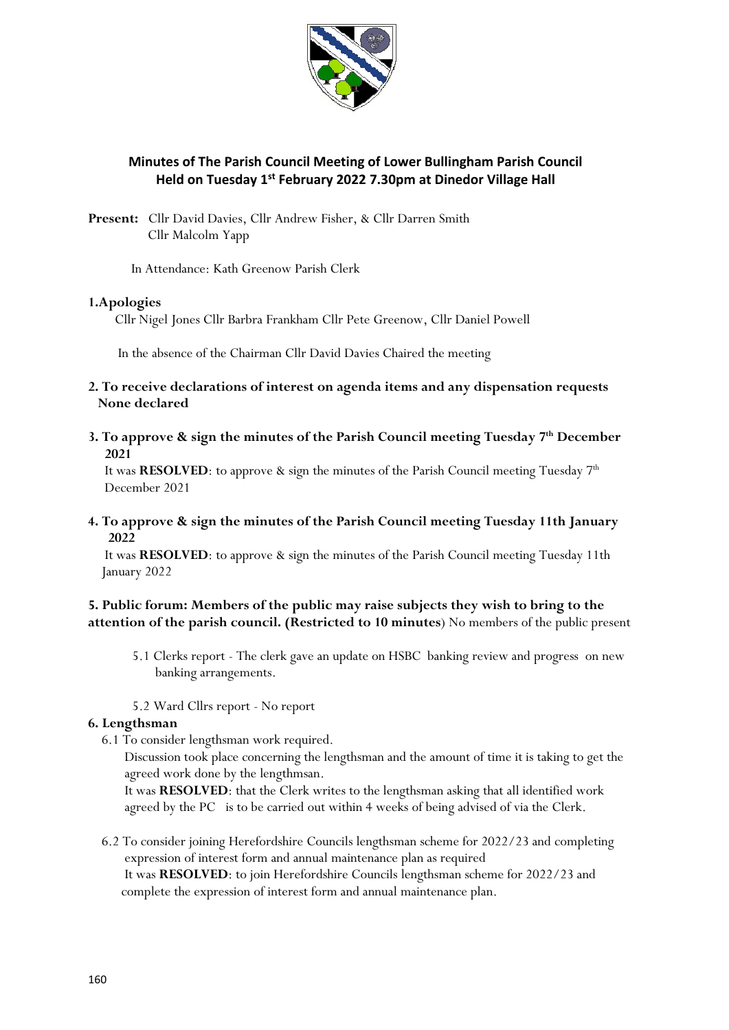## Minutes of The Parish Council Meeting of Lower Bullingham Parish Council Held on Tuesday 1st February 2022 7.30pm at Dinedor Village Hall

**Present:** Cllr David Davies, Cllr Andrew Fisher, & Cllr Darren Smith Cllr Malcolm Yapp

In Attendance: Kath Greenow Parish Clerk

**1.Apologies**

Cllr Nigel Jones Cllr Barbra Frankham Cllr Pete Greenow, Cllr Daniel Powell

In the absence of the Chairman Cllr David Davies Chaired the meeting

**2. To receive declarations of interest on agenda items and any dispensation requests None declared**

**3. To approve & sign the minutes of the Parish Council meeting Tuesday 7th December 2021**

It was **RESOLVED**: to approve & sign the minutes of the Parish Council meeting Tuesday 7th December 2021

**4. To approve & sign the minutes of the Parish Council meeting Tuesday 11th January 2022**

It was **RESOLVED**: to approve & sign the minutes of the Parish Council meeting Tuesday 11th January 2022

**5. Public forum: Members of the public may raise subjects they wish to bring to the attention of the parish council. (Restricted to 10 minutes**) No members of the public present

5.1 Clerks report - The clerk gave an update on HSBC banking review and progress on new banking arrangements.

5.2 Ward Cllrs report - No report

**6. Lengthsman**

6.1 To consider lengthsman work required.

Discussion took place concerning the lengthsman and the amount of time it is taking to get the agreed work done by the lengthsman.

It was **RESOLVED**: that the Clerk writes to the lengthsman asking that all identified work agreed by the PC is to be carried out within 4 weeks of being advised of via the Clerk.

6.2 To consider joining Herefordshire Councils lengthsman scheme for 2022/23 and completing expression of interest form and annual maintenance plan as required

It was **RESOLVED**: to join Herefordshire Councils lengthsman scheme for 2022/23 and complete the expression of interest form and annual maintenance plan.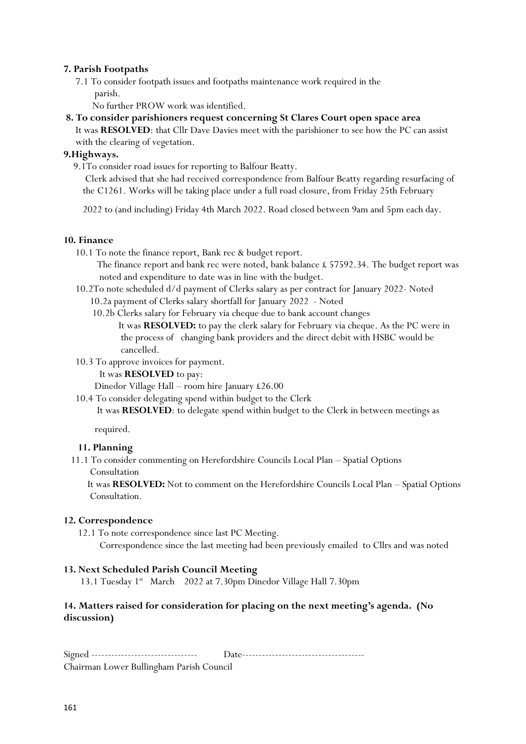**7. Parish Footpaths**

7.1 To consider footpath issues and footpaths maintenance work required in the parish.

No further PROW work was identified.

**8. To consider parishioners request concerning St Clares Court open space area**

It was **RESOLVED**: that Cllr Dave Davies meet with the parishioner to see how the PC can assist with the clearing of vegetation.

**9.Highways.**

9.1To consider road issues for reporting to Balfour Beatty.

Clerk advised that she had received correspondence from Balfour Beatty regarding resurfacing of the C1261. Works will be taking place under a full road closure, from Friday 25th February 2022 to (and including) Friday 4th March 2022. Road closed between 9am and 5pm each day.

**10. Finance**

10.1 To note the finance report, Bank rec & budget report.

The finance report and bank rec were noted, bank balance £ 57592.34. The budget report was noted and expenditure to date was in line with the budget.

10.2To note scheduled d/d payment of Clerks salary as per contract for January 2022- Noted

10.2a payment of Clerks salary shortfall for January 2022 - Noted

10.2b Clerks salary for February via cheque due to bank account changes

It was **RESOLVED:** to pay the clerk salary for February via cheque. As the PC were in the process of changing bank providers and the direct debit with HSBC would be cancelled.

10.3 To approve invoices for payment.

It was **RESOLVED** to pay:

Dinedor Village Hall – room hire January £26.00

10.4 To consider delegating spend within budget to the Clerk

It was **RESOLVED**: to delegate spend within budget to the Clerk in between meetings as required.

**11. Planning**

11.1 To consider commenting on Herefordshire Councils Local Plan – Spatial Options Consultation

It was **RESOLVED:** Not to comment on the Herefordshire Councils Local Plan – Spatial Options Consultation.

**12. Correspondence**

12.1 To note correspondence since last PC Meeting.

Correspondence since the last meeting had been previously emailed to Cllrs and was noted

**13. Next Scheduled Parish Council Meeting**

13.1 Tuesday 1st March 2022 at 7.30pm Dinedor Village Hall 7.30pm

**14. Matters raised for consideration for placing on the next meeting's agenda. (No discussion)**

Signed -------------------------------- Date------------------------------------

Chairman Lower Bullingham Parish Council